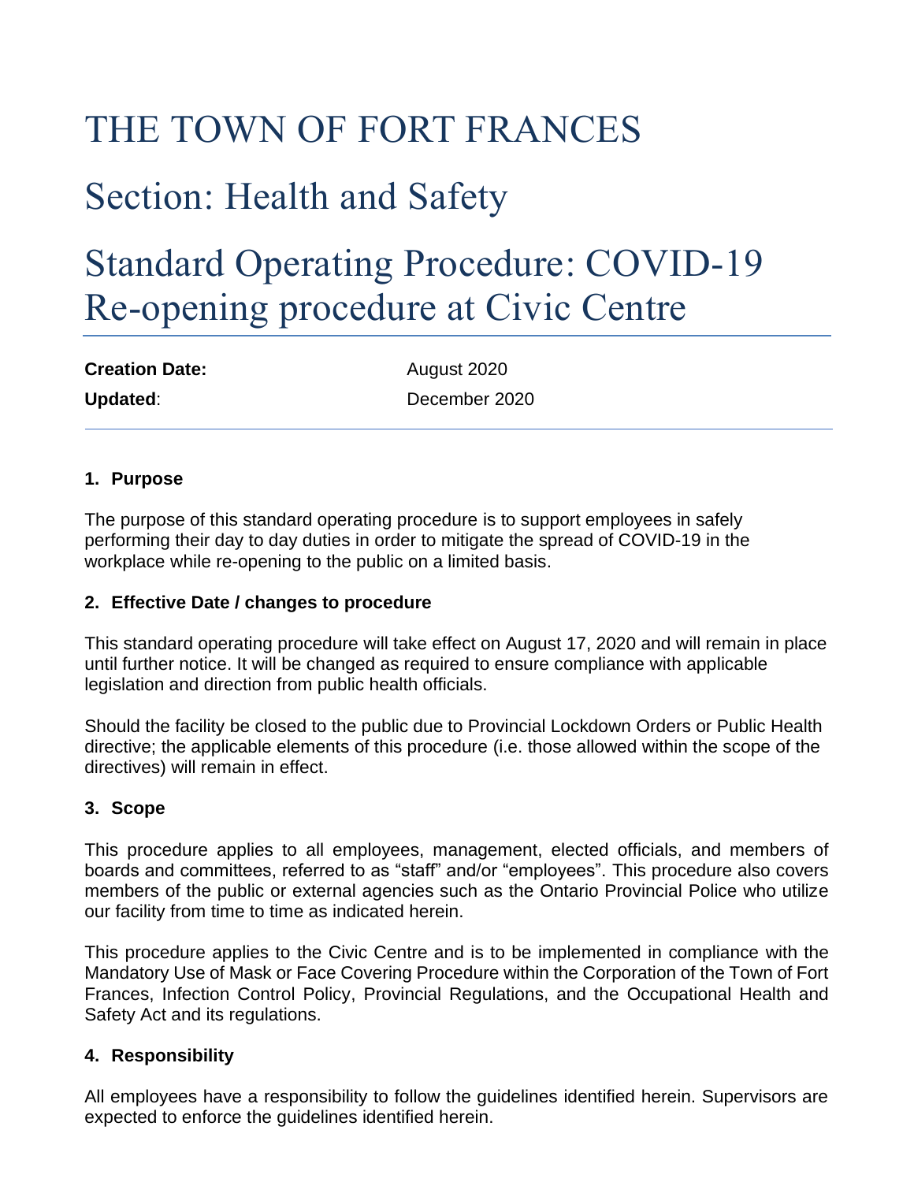# THE TOWN OF FORT FRANCES

## Section: Health and Safety

## Standard Operating Procedure: COVID-19 Re-opening procedure at Civic Centre

**Creation Date:** August 2020
**Updated**: December 2020

### 1. Purpose

The purpose of this standard operating procedure is to support employees in safely performing their day to day duties in order to mitigate the spread of COVID-19 in the workplace while re-opening to the public on a limited basis.

### 2. Effective Date / changes to procedure

This standard operating procedure will take effect on August 17, 2020 and will remain in place until further notice. It will be changed as required to ensure compliance with applicable legislation and direction from public health officials.

Should the facility be closed to the public due to Provincial Lockdown Orders or Public Health directive; the applicable elements of this procedure (i.e. those allowed within the scope of the directives) will remain in effect.

### 3. Scope

This procedure applies to all employees, management, elected officials, and members of boards and committees, referred to as "staff" and/or "employees". This procedure also covers members of the public or external agencies such as the Ontario Provincial Police who utilize our facility from time to time as indicated herein.

This procedure applies to the Civic Centre and is to be implemented in compliance with the Mandatory Use of Mask or Face Covering Procedure within the Corporation of the Town of Fort Frances, Infection Control Policy, Provincial Regulations, and the Occupational Health and Safety Act and its regulations.

### 4. Responsibility

All employees have a responsibility to follow the guidelines identified herein. Supervisors are expected to enforce the guidelines identified herein.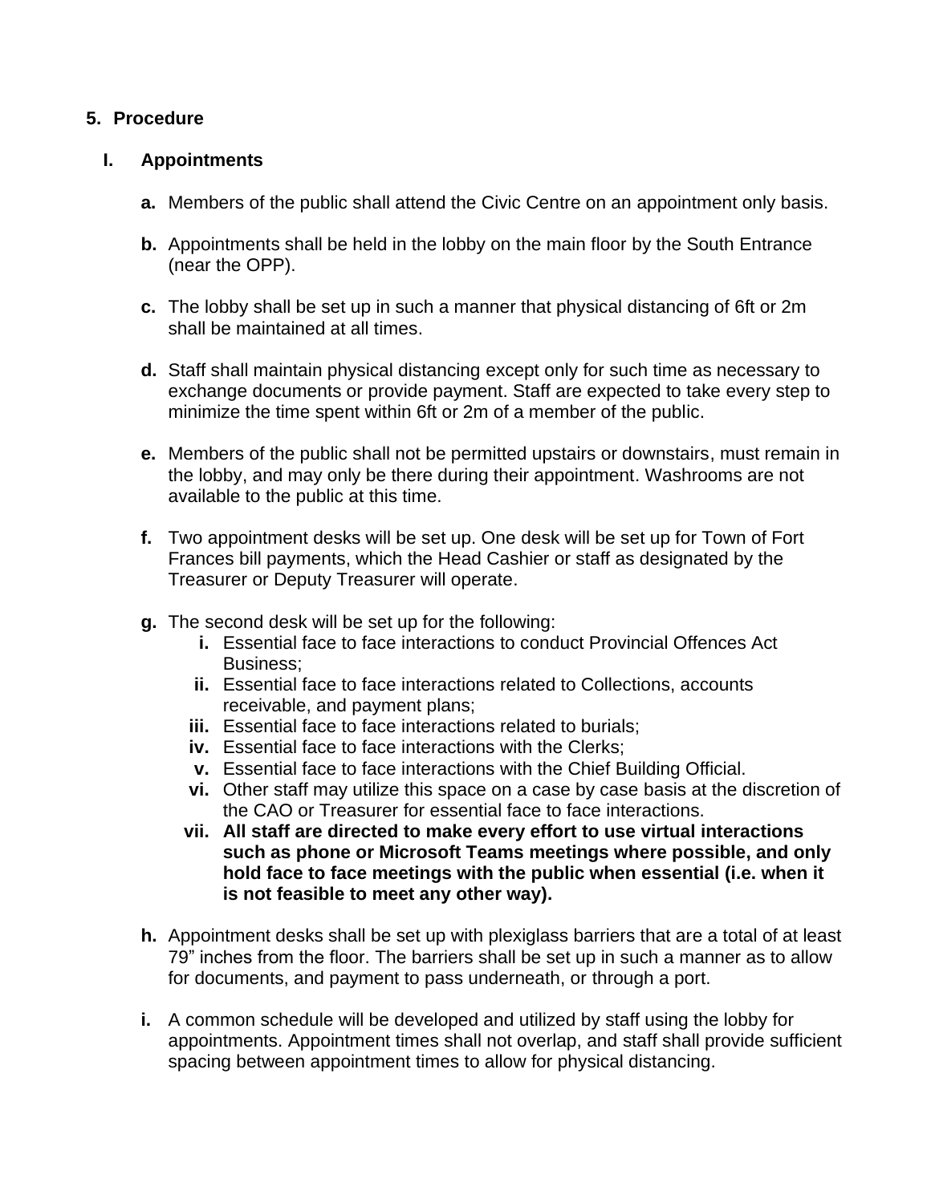## 5. Procedure

### I. Appointments

**a.** Members of the public shall attend the Civic Centre on an appointment only basis.

**b.** Appointments shall be held in the lobby on the main floor by the South Entrance (near the OPP).

**c.** The lobby shall be set up in such a manner that physical distancing of 6ft or 2m shall be maintained at all times.

**d.** Staff shall maintain physical distancing except only for such time as necessary to exchange documents or provide payment. Staff are expected to take every step to minimize the time spent within 6ft or 2m of a member of the public.

**e.** Members of the public shall not be permitted upstairs or downstairs, must remain in the lobby, and may only be there during their appointment. Washrooms are not available to the public at this time.

**f.** Two appointment desks will be set up. One desk will be set up for Town of Fort Frances bill payments, which the Head Cashier or staff as designated by the Treasurer or Deputy Treasurer will operate.

**g.** The second desk will be set up for the following:

- **i.** Essential face to face interactions to conduct Provincial Offences Act Business;
- **ii.** Essential face to face interactions related to Collections, accounts receivable, and payment plans;
- **iii.** Essential face to face interactions related to burials;
- **iv.** Essential face to face interactions with the Clerks;
- **v.** Essential face to face interactions with the Chief Building Official.
- **vi.** Other staff may utilize this space on a case by case basis at the discretion of the CAO or Treasurer for essential face to face interactions.
- **vii. All staff are directed to make every effort to use virtual interactions such as phone or Microsoft Teams meetings where possible, and only hold face to face meetings with the public when essential (i.e. when it is not feasible to meet any other way).**

**h.** Appointment desks shall be set up with plexiglass barriers that are a total of at least 79" inches from the floor. The barriers shall be set up in such a manner as to allow for documents, and payment to pass underneath, or through a port.

**i.** A common schedule will be developed and utilized by staff using the lobby for appointments. Appointment times shall not overlap, and staff shall provide sufficient spacing between appointment times to allow for physical distancing.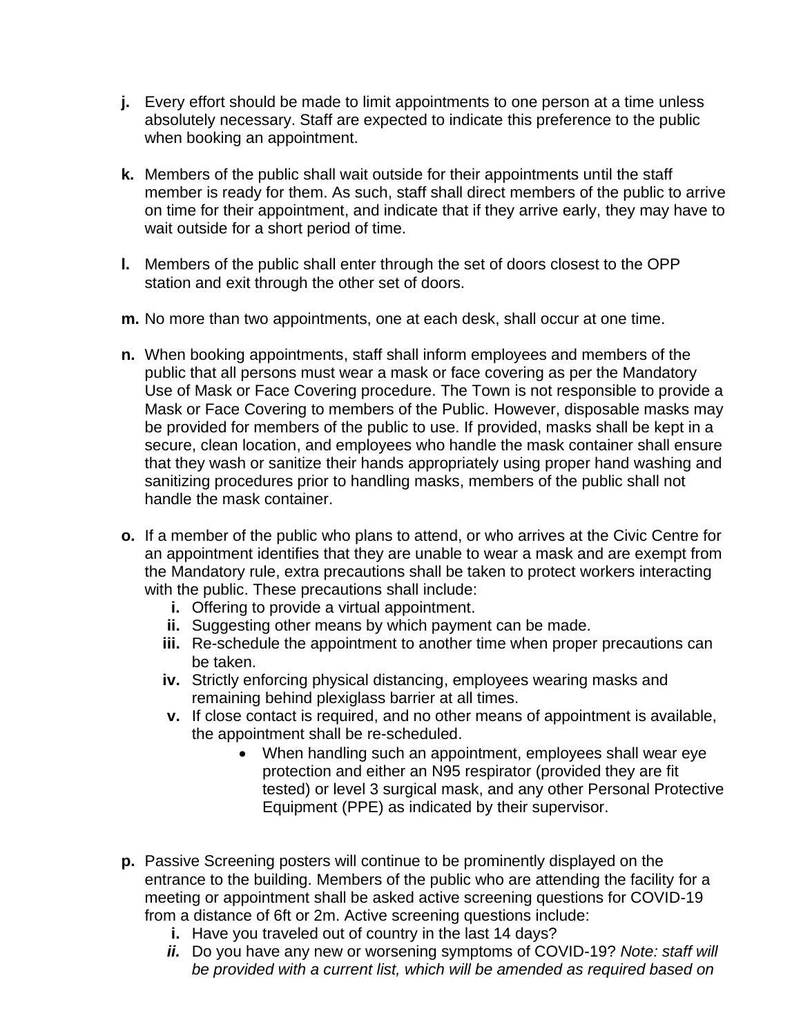**j.** Every effort should be made to limit appointments to one person at a time unless absolutely necessary. Staff are expected to indicate this preference to the public when booking an appointment.

**k.** Members of the public shall wait outside for their appointments until the staff member is ready for them. As such, staff shall direct members of the public to arrive on time for their appointment, and indicate that if they arrive early, they may have to wait outside for a short period of time.

**l.** Members of the public shall enter through the set of doors closest to the OPP station and exit through the other set of doors.

**m.** No more than two appointments, one at each desk, shall occur at one time.

**n.** When booking appointments, staff shall inform employees and members of the public that all persons must wear a mask or face covering as per the Mandatory Use of Mask or Face Covering procedure. The Town is not responsible to provide a Mask or Face Covering to members of the Public. However, disposable masks may be provided for members of the public to use. If provided, masks shall be kept in a secure, clean location, and employees who handle the mask container shall ensure that they wash or sanitize their hands appropriately using proper hand washing and sanitizing procedures prior to handling masks, members of the public shall not handle the mask container.

**o.** If a member of the public who plans to attend, or who arrives at the Civic Centre for an appointment identifies that they are unable to wear a mask and are exempt from the Mandatory rule, extra precautions shall be taken to protect workers interacting with the public. These precautions shall include:

  **i.** Offering to provide a virtual appointment.
  **ii.** Suggesting other means by which payment can be made.
  **iii.** Re-schedule the appointment to another time when proper precautions can be taken.
  **iv.** Strictly enforcing physical distancing, employees wearing masks and remaining behind plexiglass barrier at all times.
  **v.** If close contact is required, and no other means of appointment is available, the appointment shall be re-scheduled.

  - When handling such an appointment, employees shall wear eye protection and either an N95 respirator (provided they are fit tested) or level 3 surgical mask, and any other Personal Protective Equipment (PPE) as indicated by their supervisor.

**p.** Passive Screening posters will continue to be prominently displayed on the entrance to the building. Members of the public who are attending the facility for a meeting or appointment shall be asked active screening questions for COVID-19 from a distance of 6ft or 2m. Active screening questions include:

  **i.** Have you traveled out of country in the last 14 days?
  ***ii.*** Do you have any new or worsening symptoms of COVID-19? *Note: staff will be provided with a current list, which will be amended as required based on*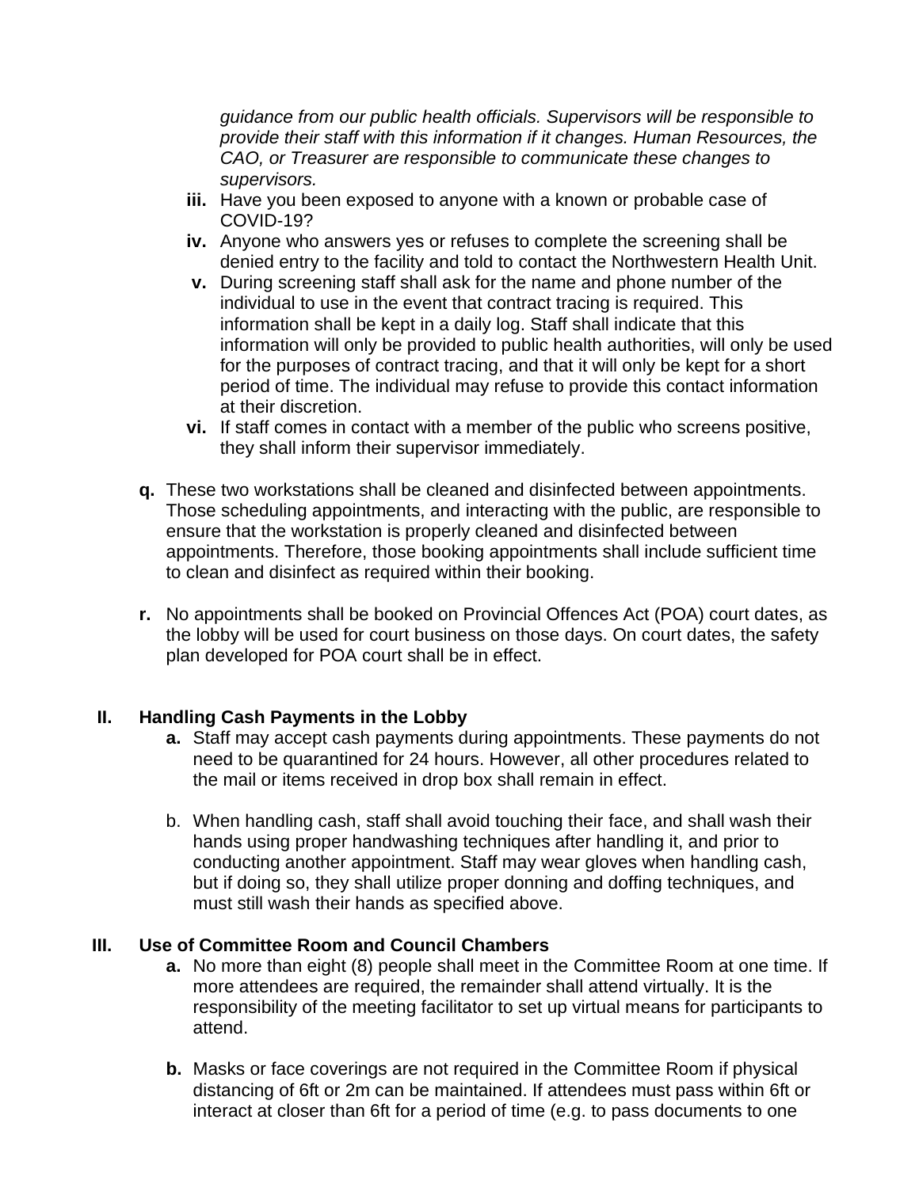*guidance from our public health officials. Supervisors will be responsible to provide their staff with this information if it changes. Human Resources, the CAO, or Treasurer are responsible to communicate these changes to supervisors.*

- **iii.** Have you been exposed to anyone with a known or probable case of COVID-19?
- **iv.** Anyone who answers yes or refuses to complete the screening shall be denied entry to the facility and told to contact the Northwestern Health Unit.
- **v.** During screening staff shall ask for the name and phone number of the individual to use in the event that contract tracing is required. This information shall be kept in a daily log. Staff shall indicate that this information will only be provided to public health authorities, will only be used for the purposes of contract tracing, and that it will only be kept for a short period of time. The individual may refuse to provide this contact information at their discretion.
- **vi.** If staff comes in contact with a member of the public who screens positive, they shall inform their supervisor immediately.

**q.** These two workstations shall be cleaned and disinfected between appointments. Those scheduling appointments, and interacting with the public, are responsible to ensure that the workstation is properly cleaned and disinfected between appointments. Therefore, those booking appointments shall include sufficient time to clean and disinfect as required within their booking.

**r.** No appointments shall be booked on Provincial Offences Act (POA) court dates, as the lobby will be used for court business on those days. On court dates, the safety plan developed for POA court shall be in effect.

## II. Handling Cash Payments in the Lobby

**a.** Staff may accept cash payments during appointments. These payments do not need to be quarantined for 24 hours. However, all other procedures related to the mail or items received in drop box shall remain in effect.

b. When handling cash, staff shall avoid touching their face, and shall wash their hands using proper handwashing techniques after handling it, and prior to conducting another appointment. Staff may wear gloves when handling cash, but if doing so, they shall utilize proper donning and doffing techniques, and must still wash their hands as specified above.

## III. Use of Committee Room and Council Chambers

**a.** No more than eight (8) people shall meet in the Committee Room at one time. If more attendees are required, the remainder shall attend virtually. It is the responsibility of the meeting facilitator to set up virtual means for participants to attend.

**b.** Masks or face coverings are not required in the Committee Room if physical distancing of 6ft or 2m can be maintained. If attendees must pass within 6ft or interact at closer than 6ft for a period of time (e.g. to pass documents to one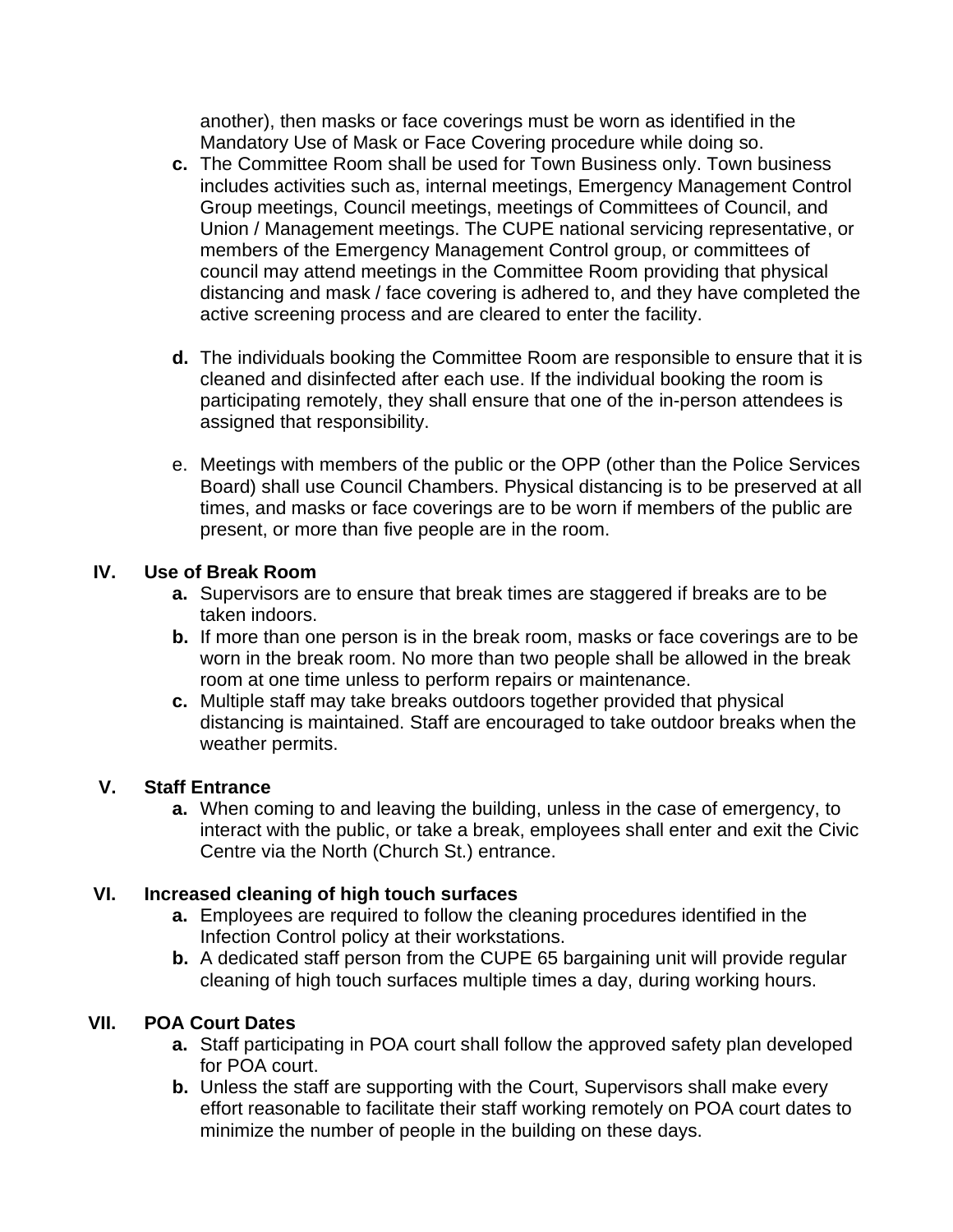another), then masks or face coverings must be worn as identified in the Mandatory Use of Mask or Face Covering procedure while doing so.

- **c.** The Committee Room shall be used for Town Business only. Town business includes activities such as, internal meetings, Emergency Management Control Group meetings, Council meetings, meetings of Committees of Council, and Union / Management meetings. The CUPE national servicing representative, or members of the Emergency Management Control group, or committees of council may attend meetings in the Committee Room providing that physical distancing and mask / face covering is adhered to, and they have completed the active screening process and are cleared to enter the facility.

- **d.** The individuals booking the Committee Room are responsible to ensure that it is cleaned and disinfected after each use. If the individual booking the room is participating remotely, they shall ensure that one of the in-person attendees is assigned that responsibility.

- e. Meetings with members of the public or the OPP (other than the Police Services Board) shall use Council Chambers. Physical distancing is to be preserved at all times, and masks or face coverings are to be worn if members of the public are present, or more than five people are in the room.

## IV. Use of Break Room

- **a.** Supervisors are to ensure that break times are staggered if breaks are to be taken indoors.
- **b.** If more than one person is in the break room, masks or face coverings are to be worn in the break room. No more than two people shall be allowed in the break room at one time unless to perform repairs or maintenance.
- **c.** Multiple staff may take breaks outdoors together provided that physical distancing is maintained. Staff are encouraged to take outdoor breaks when the weather permits.

## V. Staff Entrance

- **a.** When coming to and leaving the building, unless in the case of emergency, to interact with the public, or take a break, employees shall enter and exit the Civic Centre via the North (Church St.) entrance.

## VI. Increased cleaning of high touch surfaces

- **a.** Employees are required to follow the cleaning procedures identified in the Infection Control policy at their workstations.
- **b.** A dedicated staff person from the CUPE 65 bargaining unit will provide regular cleaning of high touch surfaces multiple times a day, during working hours.

## VII. POA Court Dates

- **a.** Staff participating in POA court shall follow the approved safety plan developed for POA court.
- **b.** Unless the staff are supporting with the Court, Supervisors shall make every effort reasonable to facilitate their staff working remotely on POA court dates to minimize the number of people in the building on these days.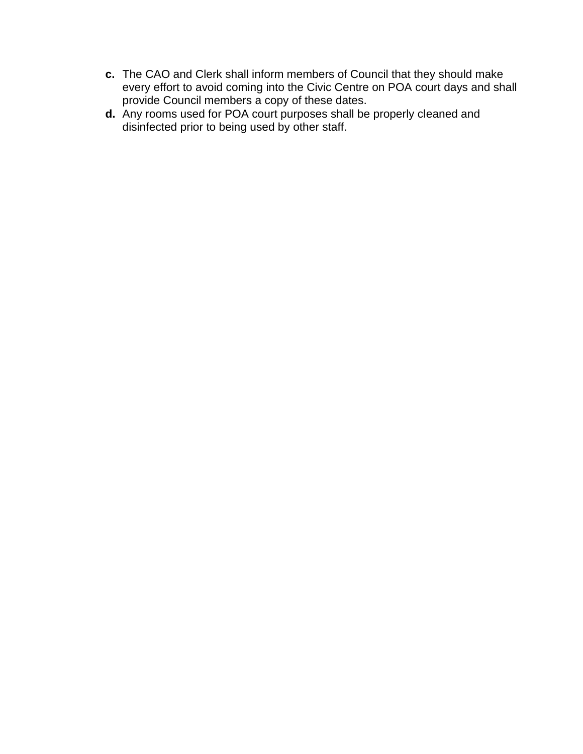c. The CAO and Clerk shall inform members of Council that they should make every effort to avoid coming into the Civic Centre on POA court days and shall provide Council members a copy of these dates.
d. Any rooms used for POA court purposes shall be properly cleaned and disinfected prior to being used by other staff.